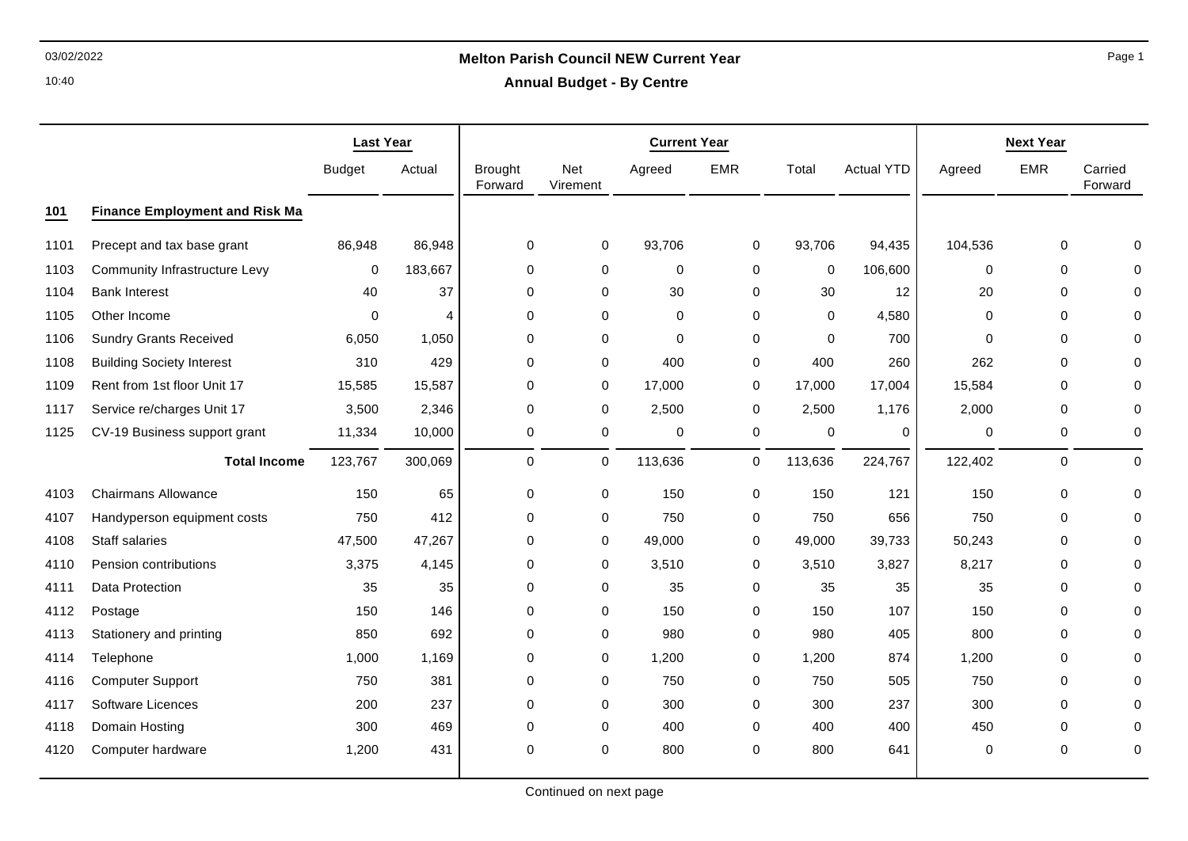# Melton Parish Council NEW Current Year

## Annual Budget - By Centre

| | | Last Year | | Current Year | | | | | | Next Year | | |
|---|---|---|---|---|---|---|---|---|---|---|---|---|
| | | Budget | Actual | Brought Forward | Net Virement | Agreed | EMR | Total | Actual YTD | Agreed | EMR | Carried Forward |
| **101** | **Finance Employment and Risk Ma** | | | | | | | | | | | |
| 1101 | Precept and tax base grant | 86,948 | 86,948 | 0 | 0 | 93,706 | 0 | 93,706 | 94,435 | 104,536 | 0 | 0 |
| 1103 | Community Infrastructure Levy | 0 | 183,667 | 0 | 0 | 0 | 0 | 0 | 106,600 | 0 | 0 | 0 |
| 1104 | Bank Interest | 40 | 37 | 0 | 0 | 30 | 0 | 30 | 12 | 20 | 0 | 0 |
| 1105 | Other Income | 0 | 4 | 0 | 0 | 0 | 0 | 0 | 4,580 | 0 | 0 | 0 |
| 1106 | Sundry Grants Received | 6,050 | 1,050 | 0 | 0 | 0 | 0 | 0 | 700 | 0 | 0 | 0 |
| 1108 | Building Society Interest | 310 | 429 | 0 | 0 | 400 | 0 | 400 | 260 | 262 | 0 | 0 |
| 1109 | Rent from 1st floor Unit 17 | 15,585 | 15,587 | 0 | 0 | 17,000 | 0 | 17,000 | 17,004 | 15,584 | 0 | 0 |
| 1117 | Service re/charges Unit 17 | 3,500 | 2,346 | 0 | 0 | 2,500 | 0 | 2,500 | 1,176 | 2,000 | 0 | 0 |
| 1125 | CV-19 Business support grant | 11,334 | 10,000 | 0 | 0 | 0 | 0 | 0 | 0 | 0 | 0 | 0 |
| | **Total Income** | 123,767 | 300,069 | 0 | 0 | 113,636 | 0 | 113,636 | 224,767 | 122,402 | 0 | 0 |
| 4103 | Chairmans Allowance | 150 | 65 | 0 | 0 | 150 | 0 | 150 | 121 | 150 | 0 | 0 |
| 4107 | Handyperson equipment costs | 750 | 412 | 0 | 0 | 750 | 0 | 750 | 656 | 750 | 0 | 0 |
| 4108 | Staff salaries | 47,500 | 47,267 | 0 | 0 | 49,000 | 0 | 49,000 | 39,733 | 50,243 | 0 | 0 |
| 4110 | Pension contributions | 3,375 | 4,145 | 0 | 0 | 3,510 | 0 | 3,510 | 3,827 | 8,217 | 0 | 0 |
| 4111 | Data Protection | 35 | 35 | 0 | 0 | 35 | 0 | 35 | 35 | 35 | 0 | 0 |
| 4112 | Postage | 150 | 146 | 0 | 0 | 150 | 0 | 150 | 107 | 150 | 0 | 0 |
| 4113 | Stationery and printing | 850 | 692 | 0 | 0 | 980 | 0 | 980 | 405 | 800 | 0 | 0 |
| 4114 | Telephone | 1,000 | 1,169 | 0 | 0 | 1,200 | 0 | 1,200 | 874 | 1,200 | 0 | 0 |
| 4116 | Computer Support | 750 | 381 | 0 | 0 | 750 | 0 | 750 | 505 | 750 | 0 | 0 |
| 4117 | Software Licences | 200 | 237 | 0 | 0 | 300 | 0 | 300 | 237 | 300 | 0 | 0 |
| 4118 | Domain Hosting | 300 | 469 | 0 | 0 | 400 | 0 | 400 | 400 | 450 | 0 | 0 |
| 4120 | Computer hardware | 1,200 | 431 | 0 | 0 | 800 | 0 | 800 | 641 | 0 | 0 | 0 |

Continued on next page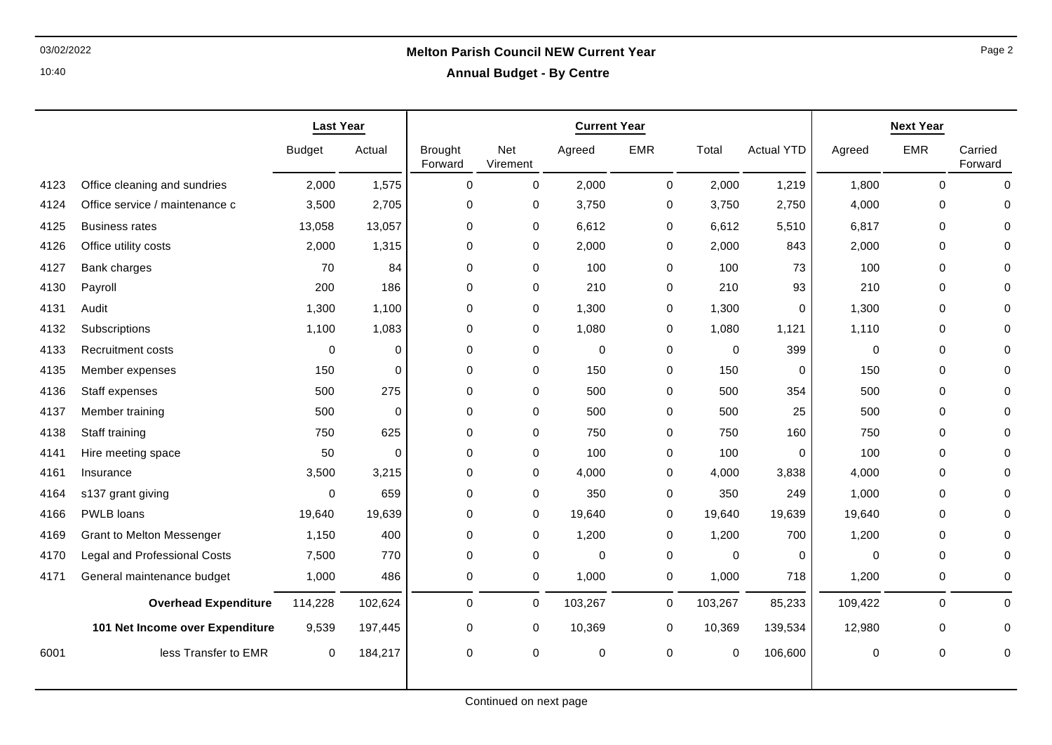| | | Last Year | | Current Year | | | | | | Next Year | | |
|---|---|---|---|---|---|---|---|---|---|---|---|---|
| | | Budget | Actual | Brought Forward | Net Virement | Agreed | EMR | Total | Actual YTD | Agreed | EMR | Carried Forward |
| 4123 | Office cleaning and sundries | 2,000 | 1,575 | 0 | 0 | 2,000 | 0 | 2,000 | 1,219 | 1,800 | 0 | 0 |
| 4124 | Office service / maintenance c | 3,500 | 2,705 | 0 | 0 | 3,750 | 0 | 3,750 | 2,750 | 4,000 | 0 | 0 |
| 4125 | Business rates | 13,058 | 13,057 | 0 | 0 | 6,612 | 0 | 6,612 | 5,510 | 6,817 | 0 | 0 |
| 4126 | Office utility costs | 2,000 | 1,315 | 0 | 0 | 2,000 | 0 | 2,000 | 843 | 2,000 | 0 | 0 |
| 4127 | Bank charges | 70 | 84 | 0 | 0 | 100 | 0 | 100 | 73 | 100 | 0 | 0 |
| 4130 | Payroll | 200 | 186 | 0 | 0 | 210 | 0 | 210 | 93 | 210 | 0 | 0 |
| 4131 | Audit | 1,300 | 1,100 | 0 | 0 | 1,300 | 0 | 1,300 | 0 | 1,300 | 0 | 0 |
| 4132 | Subscriptions | 1,100 | 1,083 | 0 | 0 | 1,080 | 0 | 1,080 | 1,121 | 1,110 | 0 | 0 |
| 4133 | Recruitment costs | 0 | 0 | 0 | 0 | 0 | 0 | 0 | 399 | 0 | 0 | 0 |
| 4135 | Member expenses | 150 | 0 | 0 | 0 | 150 | 0 | 150 | 0 | 150 | 0 | 0 |
| 4136 | Staff expenses | 500 | 275 | 0 | 0 | 500 | 0 | 500 | 354 | 500 | 0 | 0 |
| 4137 | Member training | 500 | 0 | 0 | 0 | 500 | 0 | 500 | 25 | 500 | 0 | 0 |
| 4138 | Staff training | 750 | 625 | 0 | 0 | 750 | 0 | 750 | 160 | 750 | 0 | 0 |
| 4141 | Hire meeting space | 50 | 0 | 0 | 0 | 100 | 0 | 100 | 0 | 100 | 0 | 0 |
| 4161 | Insurance | 3,500 | 3,215 | 0 | 0 | 4,000 | 0 | 4,000 | 3,838 | 4,000 | 0 | 0 |
| 4164 | s137 grant giving | 0 | 659 | 0 | 0 | 350 | 0 | 350 | 249 | 1,000 | 0 | 0 |
| 4166 | PWLB loans | 19,640 | 19,639 | 0 | 0 | 19,640 | 0 | 19,640 | 19,639 | 19,640 | 0 | 0 |
| 4169 | Grant to Melton Messenger | 1,150 | 400 | 0 | 0 | 1,200 | 0 | 1,200 | 700 | 1,200 | 0 | 0 |
| 4170 | Legal and Professional Costs | 7,500 | 770 | 0 | 0 | 0 | 0 | 0 | 0 | 0 | 0 | 0 |
| 4171 | General maintenance budget | 1,000 | 486 | 0 | 0 | 1,000 | 0 | 1,000 | 718 | 1,200 | 0 | 0 |
| | **Overhead Expenditure** | 114,228 | 102,624 | 0 | 0 | 103,267 | 0 | 103,267 | 85,233 | 109,422 | 0 | 0 |
| | **101 Net Income over Expenditure** | 9,539 | 197,445 | 0 | 0 | 10,369 | 0 | 10,369 | 139,534 | 12,980 | 0 | 0 |
| 6001 | less Transfer to EMR | 0 | 184,217 | 0 | 0 | 0 | 0 | 0 | 106,600 | 0 | 0 | 0 |

Continued on next page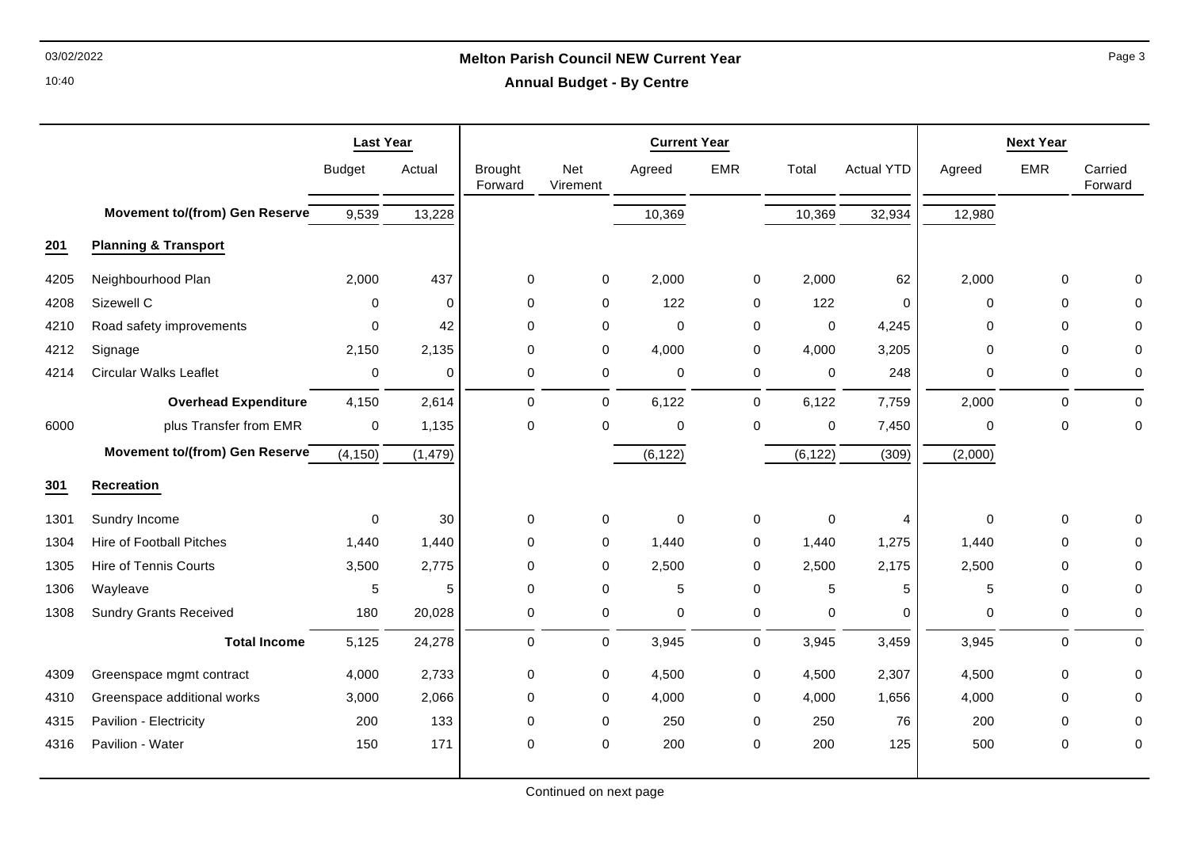**Melton Parish Council NEW Current Year**

**Annual Budget - By Centre**

| | | Last Year | | Current Year | | | | | | Next Year | | |
|---|---|---|---|---|---|---|---|---|---|---|---|---|
| | | Budget | Actual | Brought Forward | Net Virement | Agreed | EMR | Total | Actual YTD | Agreed | EMR | Carried Forward |
| | **Movement to/(from) Gen Reserve** | 9,539 | 13,228 | | | 10,369 | | 10,369 | 32,934 | 12,980 | | |
| **201** | **Planning & Transport** | | | | | | | | | | | |
| 4205 | Neighbourhood Plan | 2,000 | 437 | 0 | 0 | 2,000 | 0 | 2,000 | 62 | 2,000 | 0 | 0 |
| 4208 | Sizewell C | 0 | 0 | 0 | 0 | 122 | 0 | 122 | 0 | 0 | 0 | 0 |
| 4210 | Road safety improvements | 0 | 42 | 0 | 0 | 0 | 0 | 0 | 4,245 | 0 | 0 | 0 |
| 4212 | Signage | 2,150 | 2,135 | 0 | 0 | 4,000 | 0 | 4,000 | 3,205 | 0 | 0 | 0 |
| 4214 | Circular Walks Leaflet | 0 | 0 | 0 | 0 | 0 | 0 | 0 | 248 | 0 | 0 | 0 |
| | **Overhead Expenditure** | 4,150 | 2,614 | 0 | 0 | 6,122 | 0 | 6,122 | 7,759 | 2,000 | 0 | 0 |
| 6000 | plus Transfer from EMR | 0 | 1,135 | 0 | 0 | 0 | 0 | 0 | 7,450 | 0 | 0 | 0 |
| | **Movement to/(from) Gen Reserve** | (4,150) | (1,479) | | | (6,122) | | (6,122) | (309) | (2,000) | | |
| **301** | **Recreation** | | | | | | | | | | | |
| 1301 | Sundry Income | 0 | 30 | 0 | 0 | 0 | 0 | 0 | 4 | 0 | 0 | 0 |
| 1304 | Hire of Football Pitches | 1,440 | 1,440 | 0 | 0 | 1,440 | 0 | 1,440 | 1,275 | 1,440 | 0 | 0 |
| 1305 | Hire of Tennis Courts | 3,500 | 2,775 | 0 | 0 | 2,500 | 0 | 2,500 | 2,175 | 2,500 | 0 | 0 |
| 1306 | Wayleave | 5 | 5 | 0 | 0 | 5 | 0 | 5 | 5 | 5 | 0 | 0 |
| 1308 | Sundry Grants Received | 180 | 20,028 | 0 | 0 | 0 | 0 | 0 | 0 | 0 | 0 | 0 |
| | **Total Income** | 5,125 | 24,278 | 0 | 0 | 3,945 | 0 | 3,945 | 3,459 | 3,945 | 0 | 0 |
| 4309 | Greenspace mgmt contract | 4,000 | 2,733 | 0 | 0 | 4,500 | 0 | 4,500 | 2,307 | 4,500 | 0 | 0 |
| 4310 | Greenspace additional works | 3,000 | 2,066 | 0 | 0 | 4,000 | 0 | 4,000 | 1,656 | 4,000 | 0 | 0 |
| 4315 | Pavilion - Electricity | 200 | 133 | 0 | 0 | 250 | 0 | 250 | 76 | 200 | 0 | 0 |
| 4316 | Pavilion - Water | 150 | 171 | 0 | 0 | 200 | 0 | 200 | 125 | 500 | 0 | 0 |

Continued on next page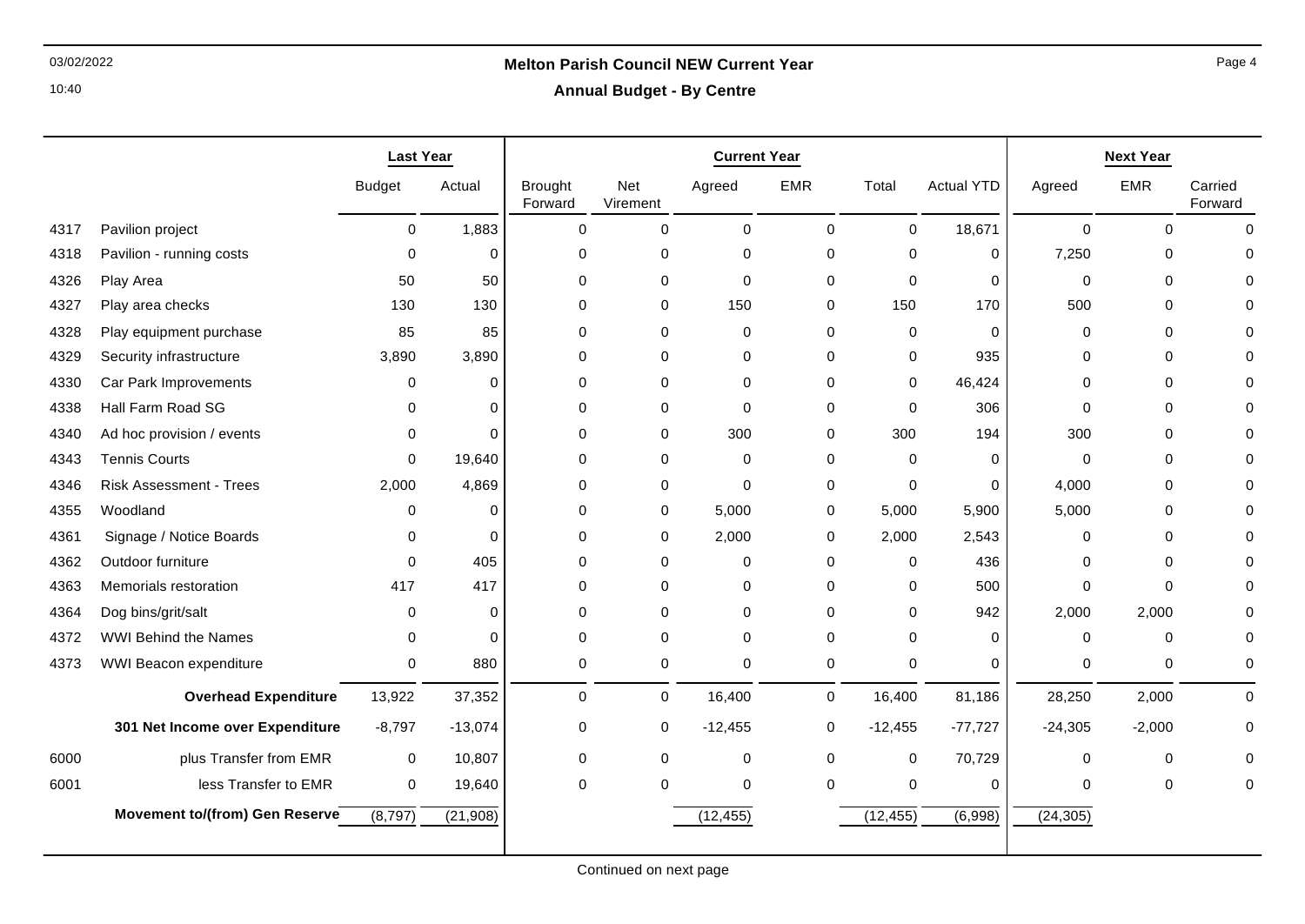**Melton Parish Council NEW Current Year**

**Annual Budget - By Centre**

| | | Last Year | | Current Year | | | | | | Next Year | | |
|---|---|---|---|---|---|---|---|---|---|---|---|---|
| | | Budget | Actual | Brought Forward | Net Virement | Agreed | EMR | Total | Actual YTD | Agreed | EMR | Carried Forward |
| 4317 | Pavilion project | 0 | 1,883 | 0 | 0 | 0 | 0 | 0 | 18,671 | 0 | 0 | 0 |
| 4318 | Pavilion - running costs | 0 | 0 | 0 | 0 | 0 | 0 | 0 | 0 | 7,250 | 0 | 0 |
| 4326 | Play Area | 50 | 50 | 0 | 0 | 0 | 0 | 0 | 0 | 0 | 0 | 0 |
| 4327 | Play area checks | 130 | 130 | 0 | 0 | 150 | 0 | 150 | 170 | 500 | 0 | 0 |
| 4328 | Play equipment purchase | 85 | 85 | 0 | 0 | 0 | 0 | 0 | 0 | 0 | 0 | 0 |
| 4329 | Security infrastructure | 3,890 | 3,890 | 0 | 0 | 0 | 0 | 0 | 935 | 0 | 0 | 0 |
| 4330 | Car Park Improvements | 0 | 0 | 0 | 0 | 0 | 0 | 0 | 46,424 | 0 | 0 | 0 |
| 4338 | Hall Farm Road SG | 0 | 0 | 0 | 0 | 0 | 0 | 0 | 306 | 0 | 0 | 0 |
| 4340 | Ad hoc provision / events | 0 | 0 | 0 | 0 | 300 | 0 | 300 | 194 | 300 | 0 | 0 |
| 4343 | Tennis Courts | 0 | 19,640 | 0 | 0 | 0 | 0 | 0 | 0 | 0 | 0 | 0 |
| 4346 | Risk Assessment - Trees | 2,000 | 4,869 | 0 | 0 | 0 | 0 | 0 | 0 | 4,000 | 0 | 0 |
| 4355 | Woodland | 0 | 0 | 0 | 0 | 5,000 | 0 | 5,000 | 5,900 | 5,000 | 0 | 0 |
| 4361 | Signage / Notice Boards | 0 | 0 | 0 | 0 | 2,000 | 0 | 2,000 | 2,543 | 0 | 0 | 0 |
| 4362 | Outdoor furniture | 0 | 405 | 0 | 0 | 0 | 0 | 0 | 436 | 0 | 0 | 0 |
| 4363 | Memorials restoration | 417 | 417 | 0 | 0 | 0 | 0 | 0 | 500 | 0 | 0 | 0 |
| 4364 | Dog bins/grit/salt | 0 | 0 | 0 | 0 | 0 | 0 | 0 | 942 | 2,000 | 2,000 | 0 |
| 4372 | WWI Behind the Names | 0 | 0 | 0 | 0 | 0 | 0 | 0 | 0 | 0 | 0 | 0 |
| 4373 | WWI Beacon expenditure | 0 | 880 | 0 | 0 | 0 | 0 | 0 | 0 | 0 | 0 | 0 |
| | **Overhead Expenditure** | 13,922 | 37,352 | 0 | 0 | 16,400 | 0 | 16,400 | 81,186 | 28,250 | 2,000 | 0 |
| | **301 Net Income over Expenditure** | -8,797 | -13,074 | 0 | 0 | -12,455 | 0 | -12,455 | -77,727 | -24,305 | -2,000 | 0 |
| 6000 | plus Transfer from EMR | 0 | 10,807 | 0 | 0 | 0 | 0 | 0 | 70,729 | 0 | 0 | 0 |
| 6001 | less Transfer to EMR | 0 | 19,640 | 0 | 0 | 0 | 0 | 0 | 0 | 0 | 0 | 0 |
| | **Movement to/(from) Gen Reserve** | (8,797) | (21,908) | | | (12,455) | | (12,455) | (6,998) | (24,305) | | |

Continued on next page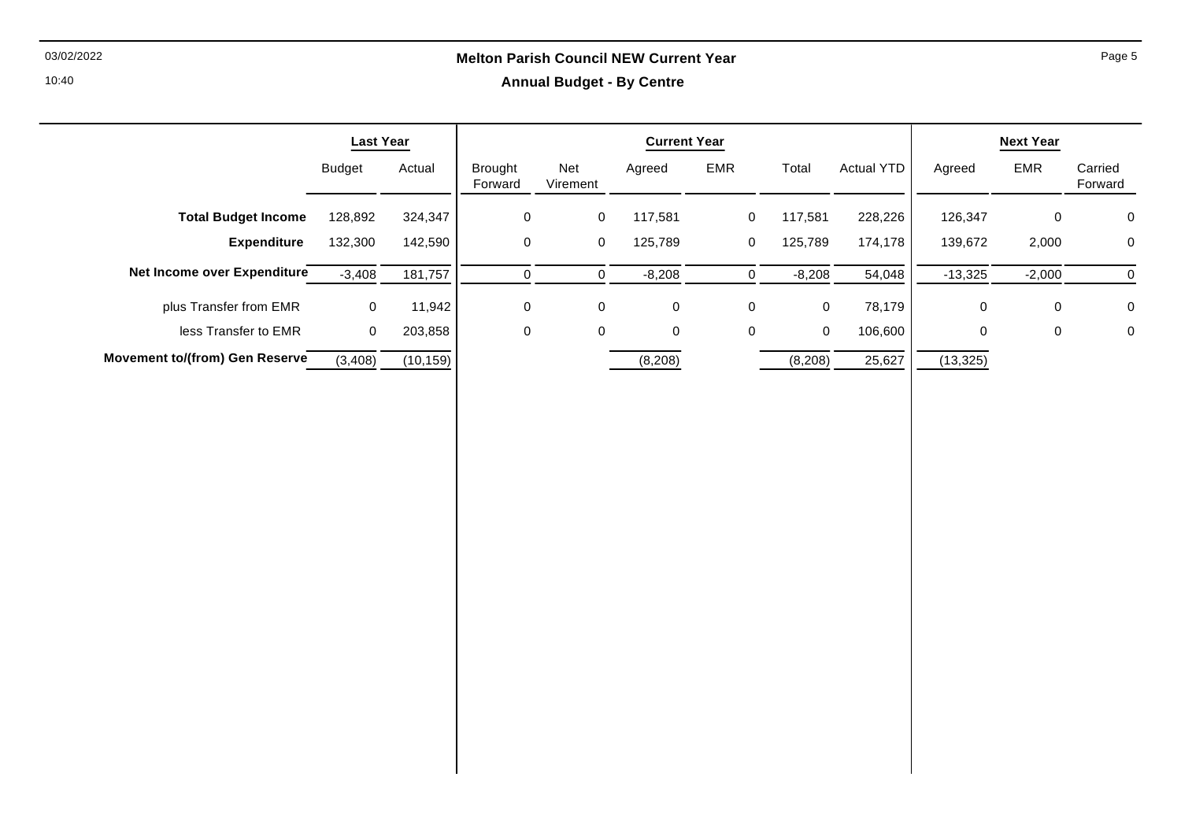# Melton Parish Council NEW Current Year

## Annual Budget - By Centre

| | Last Year | | Current Year | | | | | | Next Year | | |
|---|---|---|---|---|---|---|---|---|---|---|---|
| | Budget | Actual | Brought Forward | Net Virement | Agreed | EMR | Total | Actual YTD | Agreed | EMR | Carried Forward |
| **Total Budget Income** | 128,892 | 324,347 | 0 | 0 | 117,581 | 0 | 117,581 | 228,226 | 126,347 | 0 | 0 |
| **Expenditure** | 132,300 | 142,590 | 0 | 0 | 125,789 | 0 | 125,789 | 174,178 | 139,672 | 2,000 | 0 |
| **Net Income over Expenditure** | -3,408 | 181,757 | 0 | 0 | -8,208 | 0 | -8,208 | 54,048 | -13,325 | -2,000 | 0 |
| plus Transfer from EMR | 0 | 11,942 | 0 | 0 | 0 | 0 | 0 | 78,179 | 0 | 0 | 0 |
| less Transfer to EMR | 0 | 203,858 | 0 | 0 | 0 | 0 | 0 | 106,600 | 0 | 0 | 0 |
| **Movement to/(from) Gen Reserve** | (3,408) | (10,159) | | | (8,208) | | (8,208) | 25,627 | (13,325) | | |